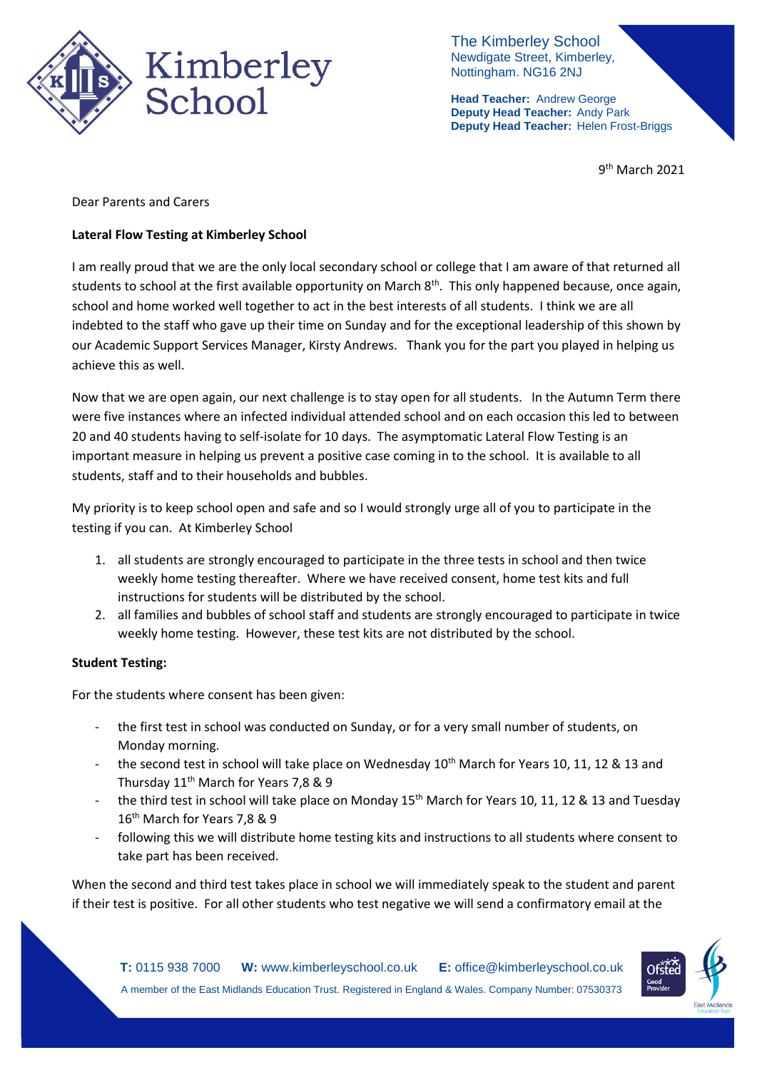The Kimberley School
Newdigate Street, Kimberley,
Nottingham. NG16 2NJ

**Head Teacher:** Andrew George
**Deputy Head Teacher:** Andy Park
**Deputy Head Teacher:** Helen Frost-Briggs

9th March 2021

Dear Parents and Carers

**Lateral Flow Testing at Kimberley School**

I am really proud that we are the only local secondary school or college that I am aware of that returned all students to school at the first available opportunity on March 8th. This only happened because, once again, school and home worked well together to act in the best interests of all students. I think we are all indebted to the staff who gave up their time on Sunday and for the exceptional leadership of this shown by our Academic Support Services Manager, Kirsty Andrews. Thank you for the part you played in helping us achieve this as well.

Now that we are open again, our next challenge is to stay open for all students. In the Autumn Term there were five instances where an infected individual attended school and on each occasion this led to between 20 and 40 students having to self-isolate for 10 days. The asymptomatic Lateral Flow Testing is an important measure in helping us prevent a positive case coming in to the school. It is available to all students, staff and to their households and bubbles.

My priority is to keep school open and safe and so I would strongly urge all of you to participate in the testing if you can. At Kimberley School

1. all students are strongly encouraged to participate in the three tests in school and then twice weekly home testing thereafter. Where we have received consent, home test kits and full instructions for students will be distributed by the school.
2. all families and bubbles of school staff and students are strongly encouraged to participate in twice weekly home testing. However, these test kits are not distributed by the school.

**Student Testing:**

For the students where consent has been given:

- the first test in school was conducted on Sunday, or for a very small number of students, on Monday morning.
- the second test in school will take place on Wednesday 10th March for Years 10, 11, 12 & 13 and Thursday 11th March for Years 7,8 & 9
- the third test in school will take place on Monday 15th March for Years 10, 11, 12 & 13 and Tuesday 16th March for Years 7,8 & 9
- following this we will distribute home testing kits and instructions to all students where consent to take part has been received.

When the second and third test takes place in school we will immediately speak to the student and parent if their test is positive. For all other students who test negative we will send a confirmatory email at the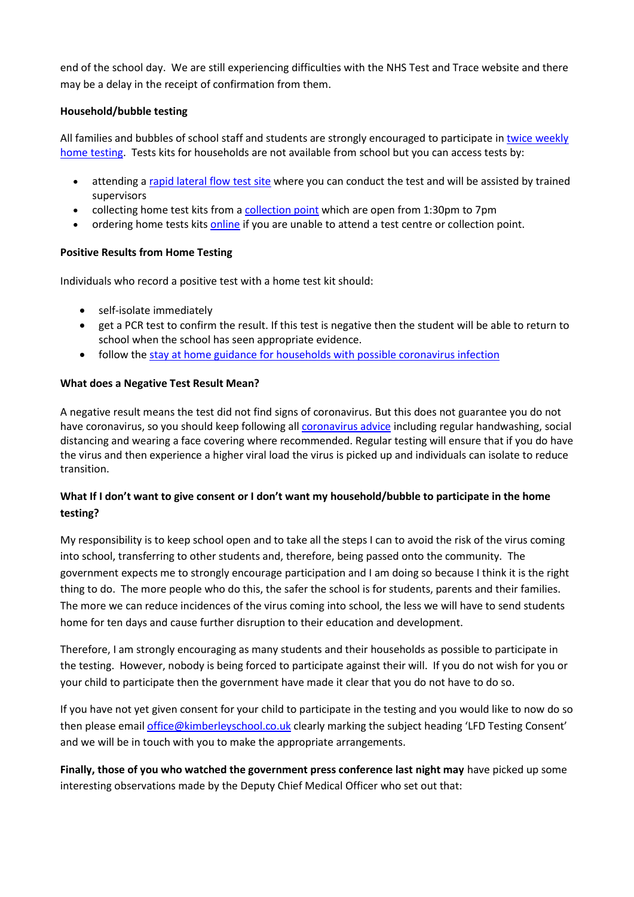end of the school day. We are still experiencing difficulties with the NHS Test and Trace website and there may be a delay in the receipt of confirmation from them.

**Household/bubble testing**

All families and bubbles of school staff and students are strongly encouraged to participate in twice weekly home testing. Tests kits for households are not available from school but you can access tests by:

- attending a rapid lateral flow test site where you can conduct the test and will be assisted by trained supervisors
- collecting home test kits from a collection point which are open from 1:30pm to 7pm
- ordering home tests kits online if you are unable to attend a test centre or collection point.

**Positive Results from Home Testing**

Individuals who record a positive test with a home test kit should:

- self-isolate immediately
- get a PCR test to confirm the result. If this test is negative then the student will be able to return to school when the school has seen appropriate evidence.
- follow the stay at home guidance for households with possible coronavirus infection

**What does a Negative Test Result Mean?**

A negative result means the test did not find signs of coronavirus. But this does not guarantee you do not have coronavirus, so you should keep following all coronavirus advice including regular handwashing, social distancing and wearing a face covering where recommended. Regular testing will ensure that if you do have the virus and then experience a higher viral load the virus is picked up and individuals can isolate to reduce transition.

**What If I don't want to give consent or I don't want my household/bubble to participate in the home testing?**

My responsibility is to keep school open and to take all the steps I can to avoid the risk of the virus coming into school, transferring to other students and, therefore, being passed onto the community. The government expects me to strongly encourage participation and I am doing so because I think it is the right thing to do. The more people who do this, the safer the school is for students, parents and their families. The more we can reduce incidences of the virus coming into school, the less we will have to send students home for ten days and cause further disruption to their education and development.

Therefore, I am strongly encouraging as many students and their households as possible to participate in the testing. However, nobody is being forced to participate against their will. If you do not wish for you or your child to participate then the government have made it clear that you do not have to do so.

If you have not yet given consent for your child to participate in the testing and you would like to now do so then please email office@kimberleyschool.co.uk clearly marking the subject heading 'LFD Testing Consent' and we will be in touch with you to make the appropriate arrangements.

**Finally, those of you who watched the government press conference last night may** have picked up some interesting observations made by the Deputy Chief Medical Officer who set out that: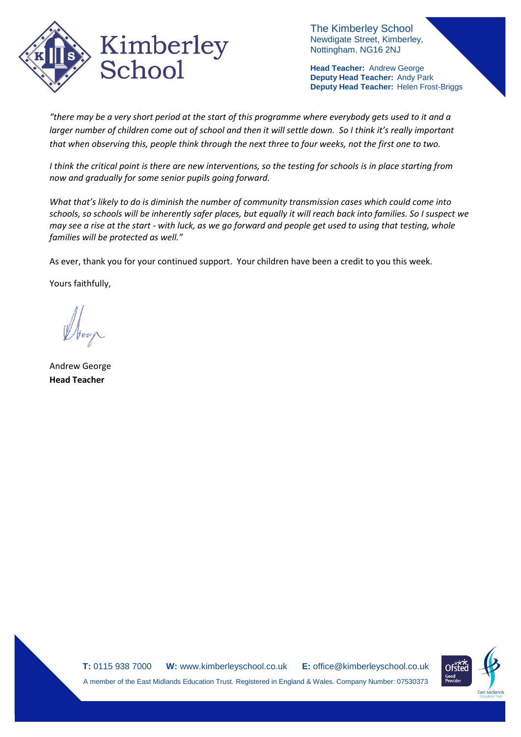*"there may be a very short period at the start of this programme where everybody gets used to it and a larger number of children come out of school and then it will settle down. So I think it's really important that when observing this, people think through the next three to four weeks, not the first one to two.*

*I think the critical point is there are new interventions, so the testing for schools is in place starting from now and gradually for some senior pupils going forward.*

*What that's likely to do is diminish the number of community transmission cases which could come into schools, so schools will be inherently safer places, but equally it will reach back into families. So I suspect we may see a rise at the start - with luck, as we go forward and people get used to using that testing, whole families will be protected as well."*

As ever, thank you for your continued support. Your children have been a credit to you this week.

Yours faithfully,

Andrew George
**Head Teacher**